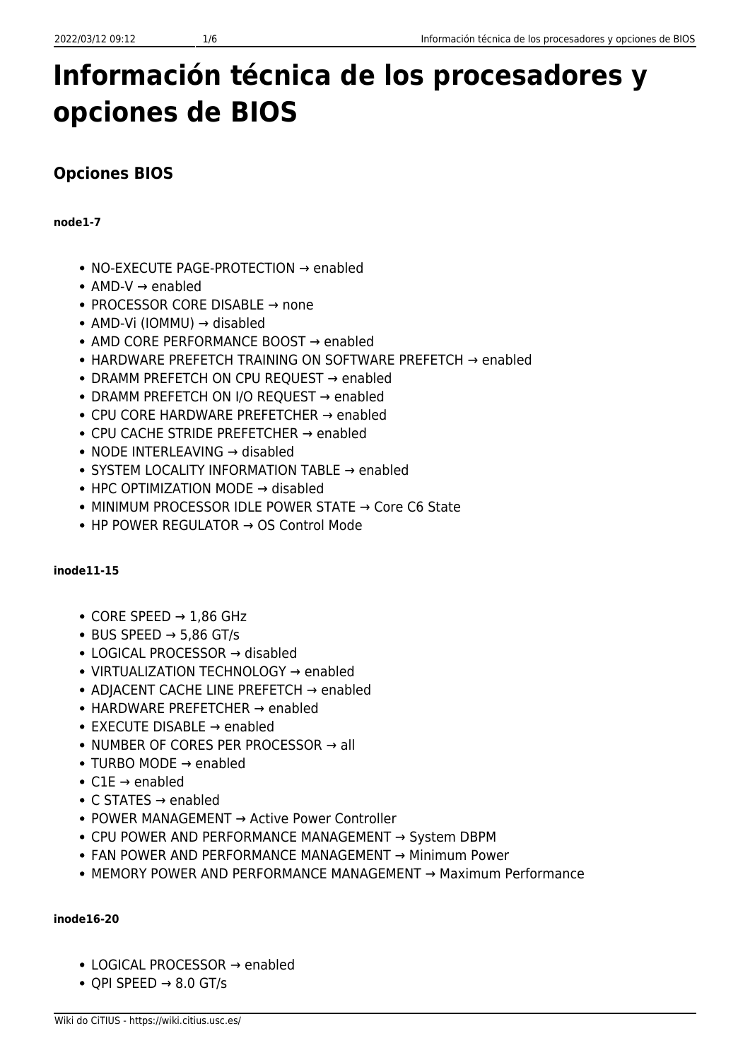# Información técnica de los procesadores y opciones de BIOS

## Opciones BIOS

**node1-7**

- NO-EXECUTE PAGE-PROTECTION → enabled
- AMD-V → enabled
- PROCESSOR CORE DISABLE → none
- AMD-Vi (IOMMU) → disabled
- AMD CORE PERFORMANCE BOOST → enabled
- HARDWARE PREFETCH TRAINING ON SOFTWARE PREFETCH → enabled
- DRAMM PREFETCH ON CPU REQUEST → enabled
- DRAMM PREFETCH ON I/O REQUEST → enabled
- CPU CORE HARDWARE PREFETCHER → enabled
- CPU CACHE STRIDE PREFETCHER → enabled
- NODE INTERLEAVING → disabled
- SYSTEM LOCALITY INFORMATION TABLE → enabled
- HPC OPTIMIZATION MODE → disabled
- MINIMUM PROCESSOR IDLE POWER STATE → Core C6 State
- HP POWER REGULATOR → OS Control Mode

**inode11-15**

- CORE SPEED → 1,86 GHz
- BUS SPEED → 5,86 GT/s
- LOGICAL PROCESSOR → disabled
- VIRTUALIZATION TECHNOLOGY → enabled
- ADJACENT CACHE LINE PREFETCH → enabled
- HARDWARE PREFETCHER → enabled
- EXECUTE DISABLE → enabled
- NUMBER OF CORES PER PROCESSOR → all
- TURBO MODE → enabled
- C1E → enabled
- C STATES → enabled
- POWER MANAGEMENT → Active Power Controller
- CPU POWER AND PERFORMANCE MANAGEMENT → System DBPM
- FAN POWER AND PERFORMANCE MANAGEMENT → Minimum Power
- MEMORY POWER AND PERFORMANCE MANAGEMENT → Maximum Performance

**inode16-20**

- LOGICAL PROCESSOR → enabled
- QPI SPEED → 8.0 GT/s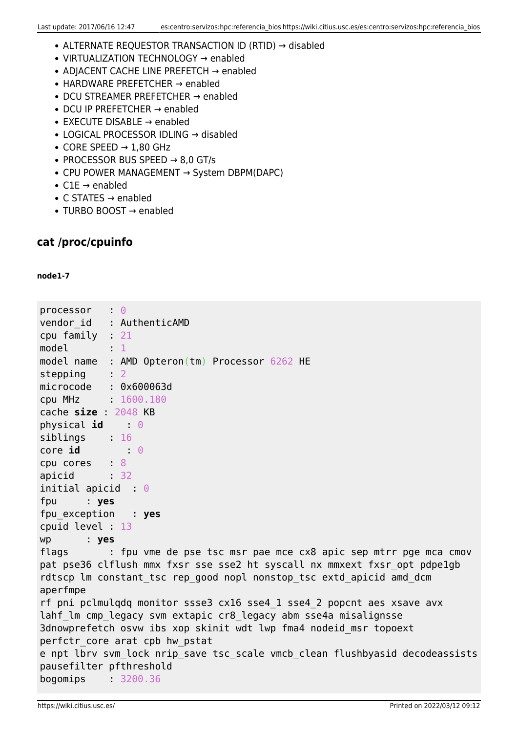- ALTERNATE REQUESTOR TRANSACTION ID (RTID) → disabled
- VIRTUALIZATION TECHNOLOGY → enabled
- ADJACENT CACHE LINE PREFETCH → enabled
- HARDWARE PREFETCHER → enabled
- DCU STREAMER PREFETCHER → enabled
- DCU IP PREFETCHER → enabled
- EXECUTE DISABLE → enabled
- LOGICAL PROCESSOR IDLING → disabled
- CORE SPEED → 1,80 GHz
- PROCESSOR BUS SPEED → 8,0 GT/s
- CPU POWER MANAGEMENT → System DBPM(DAPC)
- C1E → enabled
- C STATES → enabled
- TURBO BOOST → enabled

## cat /proc/cpuinfo

##### node1-7

```
processor   : 0
vendor_id   : AuthenticAMD
cpu family  : 21
model       : 1
model name  : AMD Opteron(tm) Processor 6262 HE
stepping    : 2
microcode   : 0x600063d
cpu MHz     : 1600.180
cache size : 2048 KB
physical id    : 0
siblings    : 16
core id        : 0
cpu cores   : 8
apicid      : 32
initial apicid  : 0
fpu     : yes
fpu_exception   : yes
cpuid level : 13
wp      : yes
flags       : fpu vme de pse tsc msr pae mce cx8 apic sep mtrr pge mca cmov
pat pse36 clflush mmx fxsr sse sse2 ht syscall nx mmxext fxsr_opt pdpe1gb
rdtscp lm constant_tsc rep_good nopl nonstop_tsc extd_apicid amd_dcm
aperfmpe
rf pni pclmulqdq monitor ssse3 cx16 sse4_1 sse4_2 popcnt aes xsave avx
lahf_lm cmp_legacy svm extapic cr8_legacy abm sse4a misalignsse
3dnowprefetch osvw ibs xop skinit wdt lwp fma4 nodeid_msr topoext
perfctr_core arat cpb hw_pstat
e npt lbrv svm_lock nrip_save tsc_scale vmcb_clean flushbyasid decodeassists
pausefilter pfthreshold
bogomips    : 3200.36
```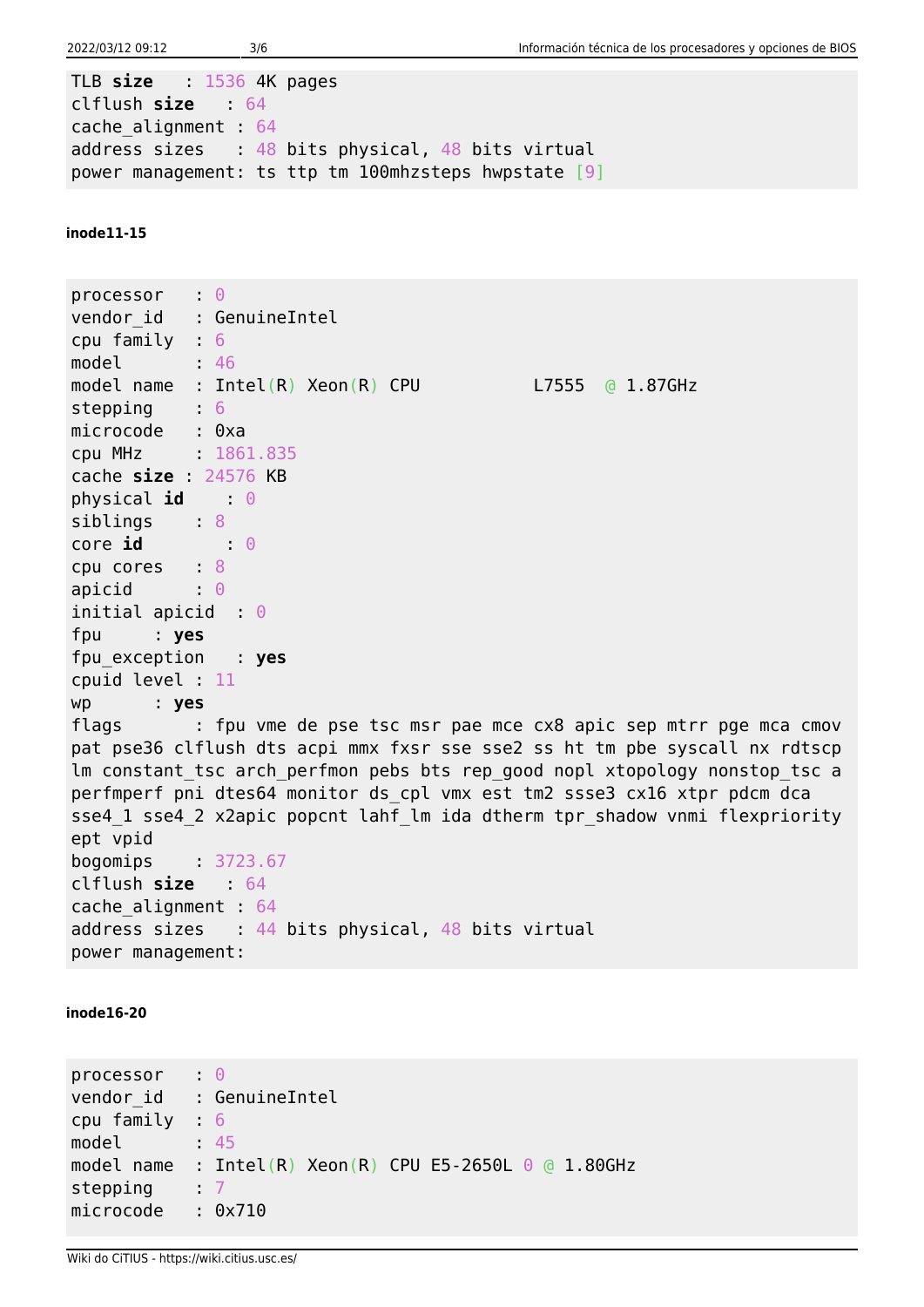```
TLB size   : 1536 4K pages
clflush size   : 64
cache_alignment : 64
address sizes   : 48 bits physical, 48 bits virtual
power management: ts ttp tm 100mhzsteps hwpstate [9]
```

**inode11-15**

```
processor   : 0
vendor_id   : GenuineIntel
cpu family  : 6
model       : 46
model name  : Intel(R) Xeon(R) CPU           L7555  @ 1.87GHz
stepping    : 6
microcode   : 0xa
cpu MHz     : 1861.835
cache size : 24576 KB
physical id    : 0
siblings    : 8
core id        : 0
cpu cores   : 8
apicid      : 0
initial apicid  : 0
fpu     : yes
fpu_exception   : yes
cpuid level : 11
wp      : yes
flags       : fpu vme de pse tsc msr pae mce cx8 apic sep mtrr pge mca cmov
pat pse36 clflush dts acpi mmx fxsr sse sse2 ss ht tm pbe syscall nx rdtscp
lm constant_tsc arch_perfmon pebs bts rep_good nopl xtopology nonstop_tsc a
perfmperf pni dtes64 monitor ds_cpl vmx est tm2 ssse3 cx16 xtpr pdcm dca
sse4_1 sse4_2 x2apic popcnt lahf_lm ida dtherm tpr_shadow vnmi flexpriority
ept vpid
bogomips    : 3723.67
clflush size   : 64
cache_alignment : 64
address sizes   : 44 bits physical, 48 bits virtual
power management:
```

**inode16-20**

```
processor   : 0
vendor_id   : GenuineIntel
cpu family  : 6
model       : 45
model name  : Intel(R) Xeon(R) CPU E5-2650L 0 @ 1.80GHz
stepping    : 7
microcode   : 0x710
```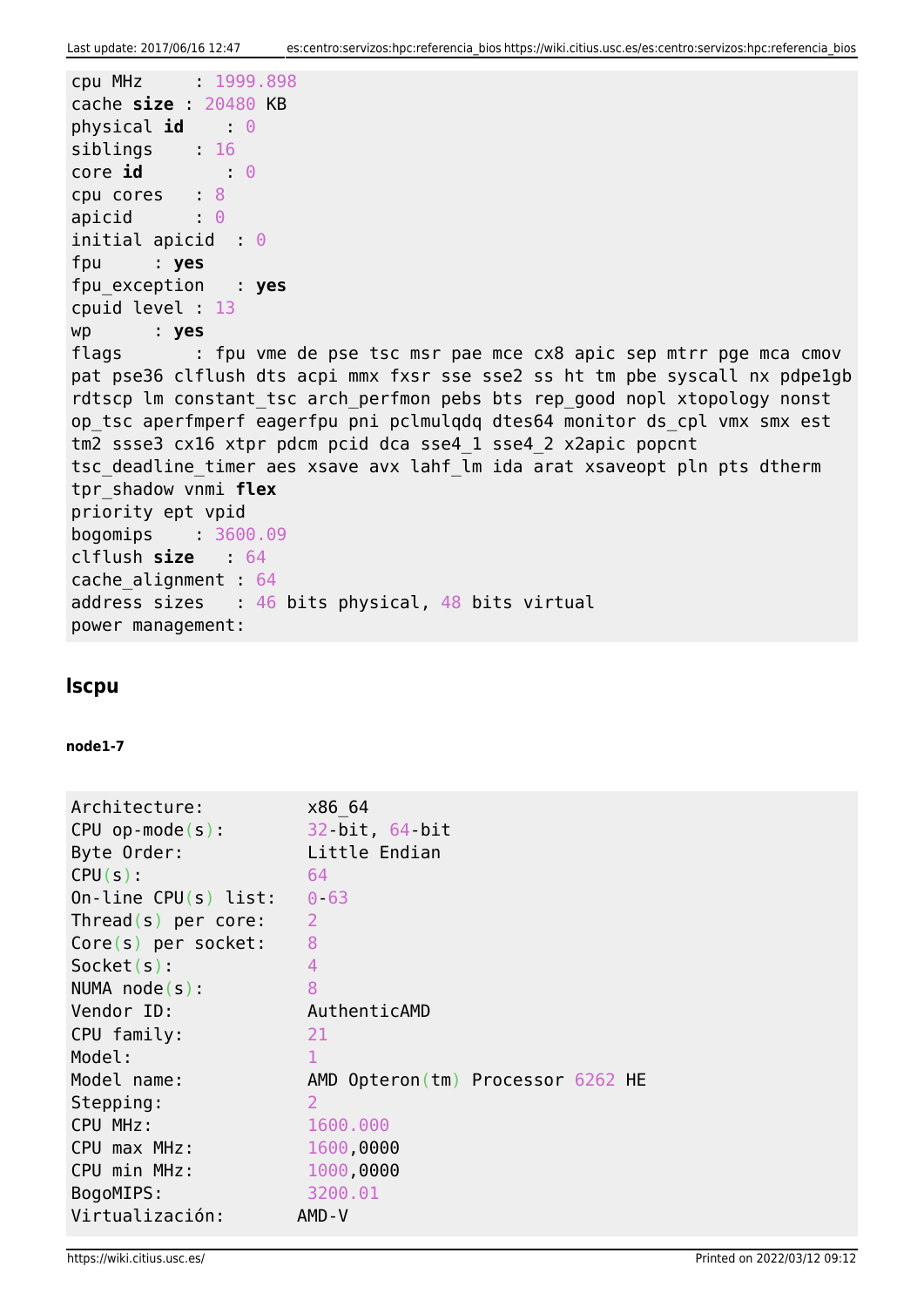```
cpu MHz     : 1999.898
cache size : 20480 KB
physical id    : 0
siblings    : 16
core id        : 0
cpu cores   : 8
apicid      : 0
initial apicid  : 0
fpu     : yes
fpu_exception   : yes
cpuid level : 13
wp      : yes
flags       : fpu vme de pse tsc msr pae mce cx8 apic sep mtrr pge mca cmov
pat pse36 clflush dts acpi mmx fxsr sse sse2 ss ht tm pbe syscall nx pdpe1gb
rdtscp lm constant_tsc arch_perfmon pebs bts rep_good nopl xtopology nonst
op_tsc aperfmperf eagerfpu pni pclmulqdq dtes64 monitor ds_cpl vmx smx est
tm2 ssse3 cx16 xtpr pdcm pcid dca sse4_1 sse4_2 x2apic popcnt
tsc_deadline_timer aes xsave avx lahf_lm ida arat xsaveopt pln pts dtherm
tpr_shadow vnmi flex
priority ept vpid
bogomips    : 3600.09
clflush size   : 64
cache_alignment : 64
address sizes   : 46 bits physical, 48 bits virtual
power management:
```

## lscpu

#### node1-7

```
Architecture:          x86_64
CPU op-mode(s):        32-bit, 64-bit
Byte Order:            Little Endian
CPU(s):                64
On-line CPU(s) list:   0-63
Thread(s) per core:    2
Core(s) per socket:    8
Socket(s):             4
NUMA node(s):          8
Vendor ID:             AuthenticAMD
CPU family:            21
Model:                 1
Model name:            AMD Opteron(tm) Processor 6262 HE
Stepping:              2
CPU MHz:               1600.000
CPU max MHz:           1600,0000
CPU min MHz:           1000,0000
BogoMIPS:              3200.01
Virtualización:       AMD-V
```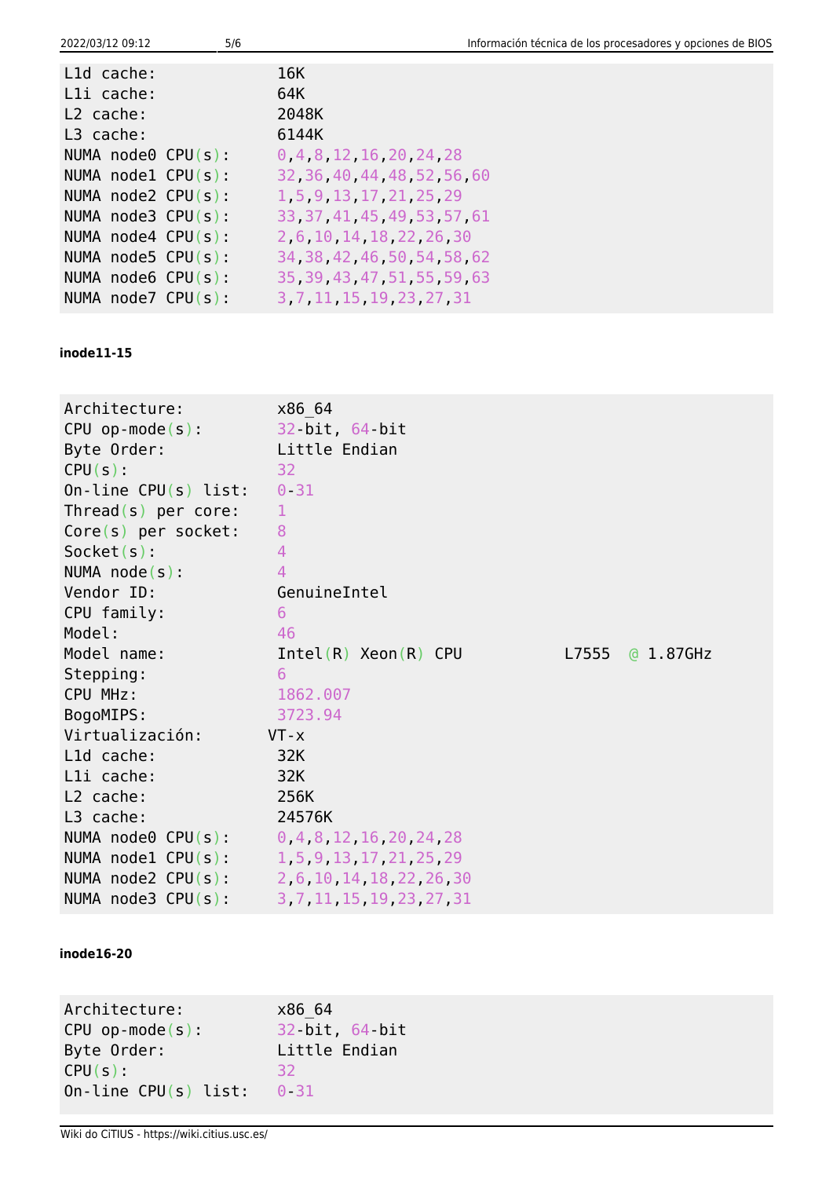```
L1d cache:             16K
L1i cache:             64K
L2 cache:              2048K
L3 cache:              6144K
NUMA node0 CPU(s):     0,4,8,12,16,20,24,28
NUMA node1 CPU(s):     32,36,40,44,48,52,56,60
NUMA node2 CPU(s):     1,5,9,13,17,21,25,29
NUMA node3 CPU(s):     33,37,41,45,49,53,57,61
NUMA node4 CPU(s):     2,6,10,14,18,22,26,30
NUMA node5 CPU(s):     34,38,42,46,50,54,58,62
NUMA node6 CPU(s):     35,39,43,47,51,55,59,63
NUMA node7 CPU(s):     3,7,11,15,19,23,27,31
```

**inode11-15**

```
Architecture:          x86_64
CPU op-mode(s):        32-bit, 64-bit
Byte Order:            Little Endian
CPU(s):                32
On-line CPU(s) list:   0-31
Thread(s) per core:    1
Core(s) per socket:    8
Socket(s):             4
NUMA node(s):          4
Vendor ID:             GenuineIntel
CPU family:            6
Model:                 46
Model name:            Intel(R) Xeon(R) CPU           L7555  @ 1.87GHz
Stepping:              6
CPU MHz:               1862.007
BogoMIPS:              3723.94
Virtualización:       VT-x
L1d cache:             32K
L1i cache:             32K
L2 cache:              256K
L3 cache:              24576K
NUMA node0 CPU(s):     0,4,8,12,16,20,24,28
NUMA node1 CPU(s):     1,5,9,13,17,21,25,29
NUMA node2 CPU(s):     2,6,10,14,18,22,26,30
NUMA node3 CPU(s):     3,7,11,15,19,23,27,31
```

**inode16-20**

```
Architecture:          x86_64
CPU op-mode(s):        32-bit, 64-bit
Byte Order:            Little Endian
CPU(s):                32
On-line CPU(s) list:   0-31
```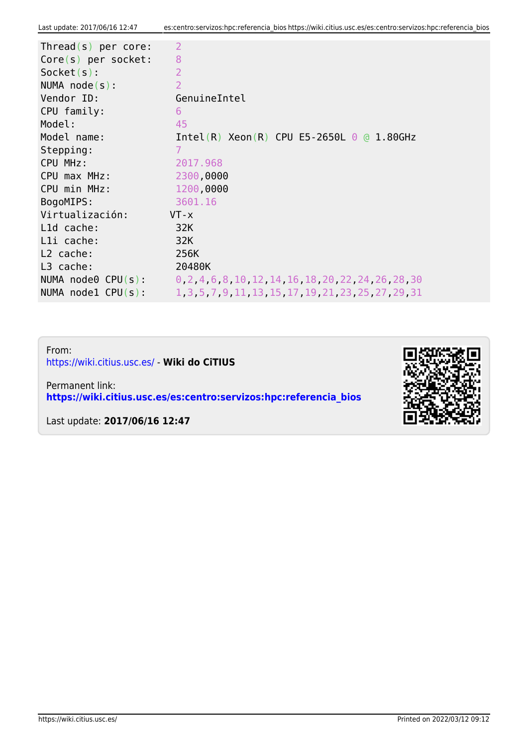```
Thread(s) per core:    2
Core(s) per socket:    8
Socket(s):             2
NUMA node(s):          2
Vendor ID:             GenuineIntel
CPU family:            6
Model:                 45
Model name:            Intel(R) Xeon(R) CPU E5-2650L 0 @ 1.80GHz
Stepping:              7
CPU MHz:               2017.968
CPU max MHz:           2300,0000
CPU min MHz:           1200,0000
BogoMIPS:              3601.16
Virtualización:       VT-x
L1d cache:             32K
L1i cache:             32K
L2 cache:              256K
L3 cache:              20480K
NUMA node0 CPU(s):     0,2,4,6,8,10,12,14,16,18,20,22,24,26,28,30
NUMA node1 CPU(s):     1,3,5,7,9,11,13,15,17,19,21,23,25,27,29,31
```

From:
https://wiki.citius.usc.es/ - **Wiki do CiTIUS**

Permanent link:
**https://wiki.citius.usc.es/es:centro:servizos:hpc:referencia_bios**

Last update: **2017/06/16 12:47**